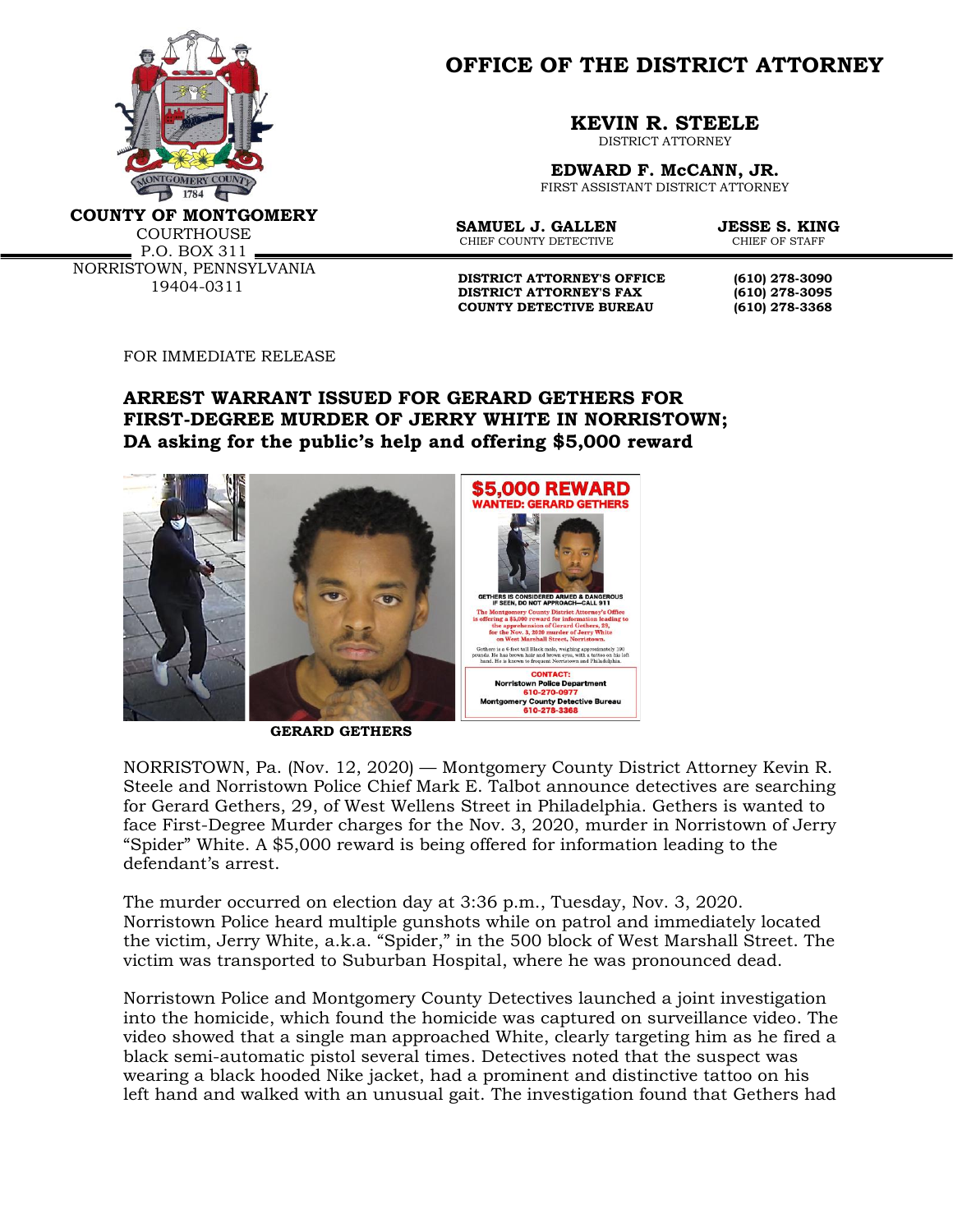**COUNTY OF MONTGOMERY**
COURTHOUSE
P.O. BOX 311
NORRISTOWN, PENNSYLVANIA
19404-0311

# OFFICE OF THE DISTRICT ATTORNEY

**KEVIN R. STEELE**
DISTRICT ATTORNEY

**EDWARD F. McCANN, JR.**
FIRST ASSISTANT DISTRICT ATTORNEY

**SAMUEL J. GALLEN**
CHIEF COUNTY DETECTIVE

**JESSE S. KING**
CHIEF OF STAFF

| | |
|---|---|
| **DISTRICT ATTORNEY'S OFFICE** | **(610) 278-3090** |
| **DISTRICT ATTORNEY'S FAX** | **(610) 278-3095** |
| **COUNTY DETECTIVE BUREAU** | **(610) 278-3368** |

FOR IMMEDIATE RELEASE

## ARREST WARRANT ISSUED FOR GERARD GETHERS FOR FIRST-DEGREE MURDER OF JERRY WHITE IN NORRISTOWN; DA asking for the public's help and offering $5,000 reward

$5,000 REWARD
WANTED: GERARD GETHERS

GETHERS IS CONSIDERED ARMED & DANGEROUS
IF SEEN, DO NOT APPROACH—CALL 911

The Montgomery County District Attorney's Office is offering a $5,000 reward for information leading to the apprehension of Gerard Gethers, 29, for the Nov. 3, 2020 murder of Jerry White on West Marshall Street, Norristown.

Gethers is a 6-feet tall Black male, weighing approximately 190 pounds. He has brown hair and brown eyes, with a tattoo on his left hand. He is known to frequent Norristown and Philadelphia.

CONTACT:
Norristown Police Department
610-270-0977
Montgomery County Detective Bureau
610-278-3368

**GERARD GETHERS**

NORRISTOWN, Pa. (Nov. 12, 2020) — Montgomery County District Attorney Kevin R. Steele and Norristown Police Chief Mark E. Talbot announce detectives are searching for Gerard Gethers, 29, of West Wellens Street in Philadelphia. Gethers is wanted to face First-Degree Murder charges for the Nov. 3, 2020, murder in Norristown of Jerry "Spider" White. A $5,000 reward is being offered for information leading to the defendant's arrest.

The murder occurred on election day at 3:36 p.m., Tuesday, Nov. 3, 2020. Norristown Police heard multiple gunshots while on patrol and immediately located the victim, Jerry White, a.k.a. "Spider," in the 500 block of West Marshall Street. The victim was transported to Suburban Hospital, where he was pronounced dead.

Norristown Police and Montgomery County Detectives launched a joint investigation into the homicide, which found the homicide was captured on surveillance video. The video showed that a single man approached White, clearly targeting him as he fired a black semi-automatic pistol several times. Detectives noted that the suspect was wearing a black hooded Nike jacket, had a prominent and distinctive tattoo on his left hand and walked with an unusual gait. The investigation found that Gethers had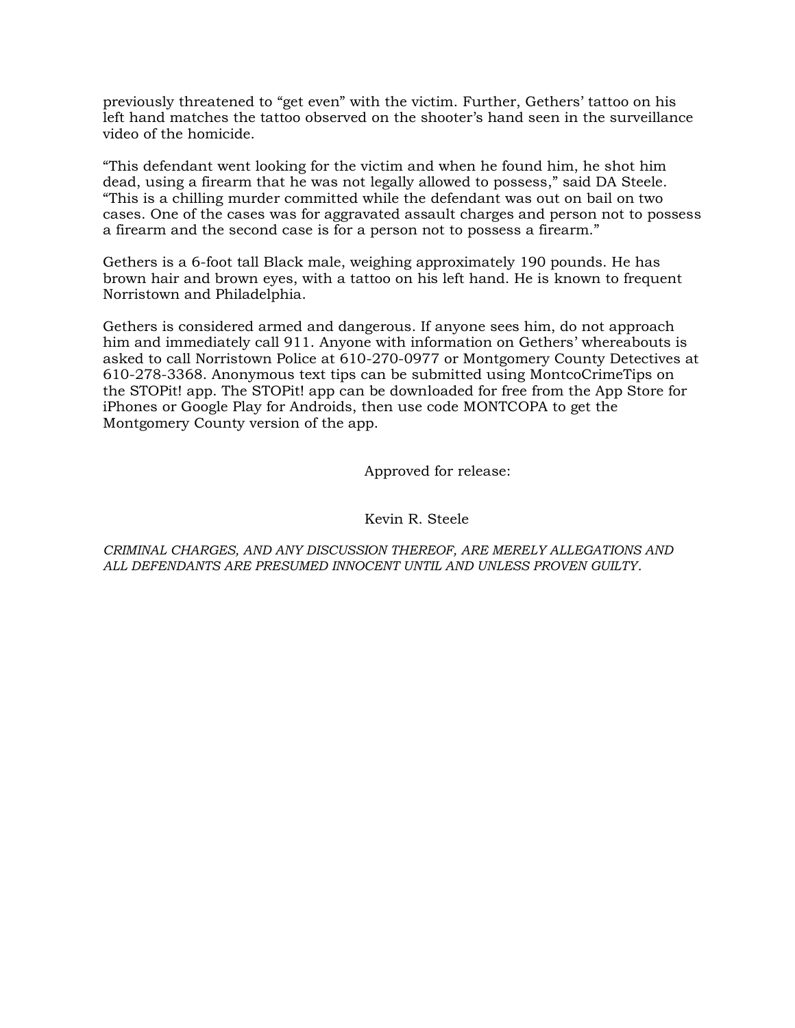previously threatened to "get even" with the victim. Further, Gethers' tattoo on his left hand matches the tattoo observed on the shooter's hand seen in the surveillance video of the homicide.

"This defendant went looking for the victim and when he found him, he shot him dead, using a firearm that he was not legally allowed to possess," said DA Steele. "This is a chilling murder committed while the defendant was out on bail on two cases. One of the cases was for aggravated assault charges and person not to possess a firearm and the second case is for a person not to possess a firearm."

Gethers is a 6-foot tall Black male, weighing approximately 190 pounds. He has brown hair and brown eyes, with a tattoo on his left hand. He is known to frequent Norristown and Philadelphia.

Gethers is considered armed and dangerous. If anyone sees him, do not approach him and immediately call 911. Anyone with information on Gethers' whereabouts is asked to call Norristown Police at 610-270-0977 or Montgomery County Detectives at 610-278-3368. Anonymous text tips can be submitted using MontcoCrimeTips on the STOPit! app. The STOPit! app can be downloaded for free from the App Store for iPhones or Google Play for Androids, then use code MONTCOPA to get the Montgomery County version of the app.

Approved for release:

Kevin R. Steele

*CRIMINAL CHARGES, AND ANY DISCUSSION THEREOF, ARE MERELY ALLEGATIONS AND ALL DEFENDANTS ARE PRESUMED INNOCENT UNTIL AND UNLESS PROVEN GUILTY.*